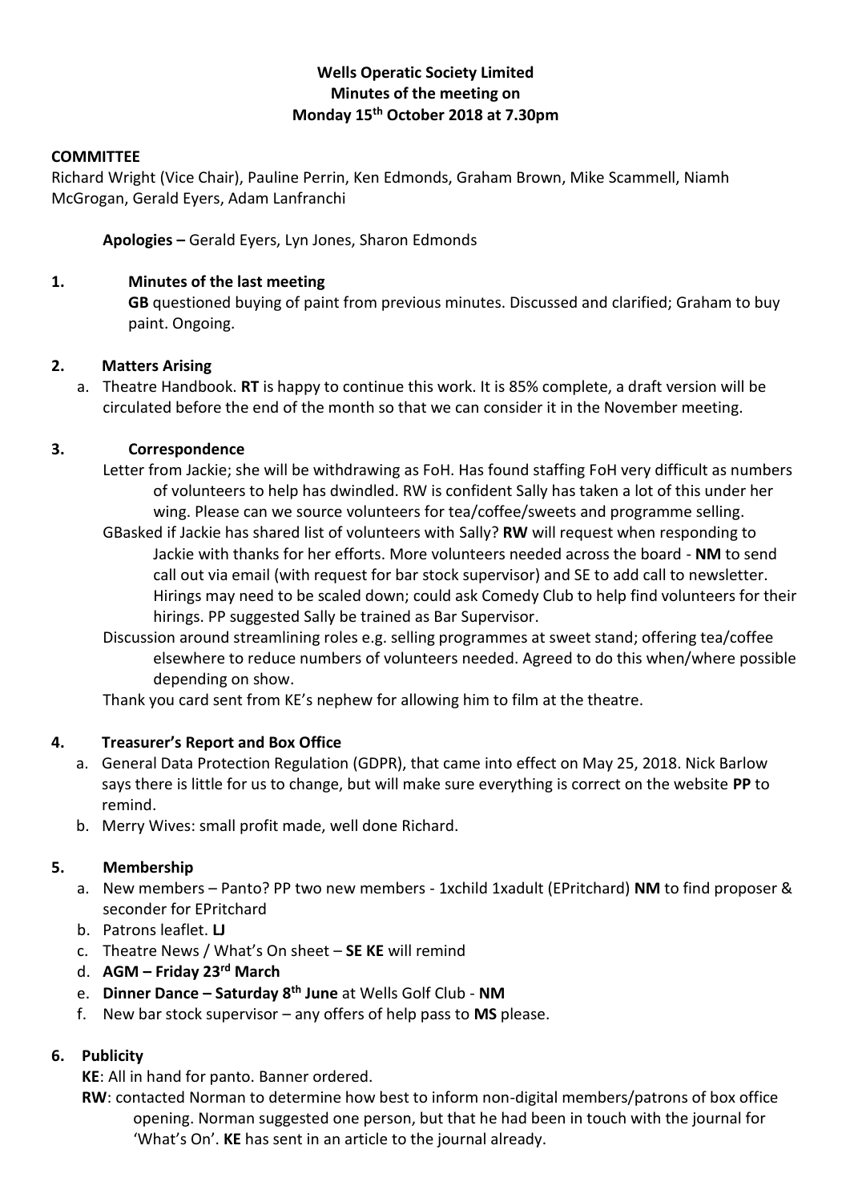**Wells Operatic Society Limited**
**Minutes of the meeting on**
**Monday 15th October 2018 at 7.30pm**

**COMMITTEE**

Richard Wright (Vice Chair), Pauline Perrin, Ken Edmonds, Graham Brown, Mike Scammell, Niamh McGrogan, Gerald Eyers, Adam Lanfranchi

**Apologies –** Gerald Eyers, Lyn Jones, Sharon Edmonds

**1. Minutes of the last meeting**

**GB** questioned buying of paint from previous minutes. Discussed and clarified; Graham to buy paint. Ongoing.

**2. Matters Arising**

a. Theatre Handbook. **RT** is happy to continue this work. It is 85% complete, a draft version will be circulated before the end of the month so that we can consider it in the November meeting.

**3. Correspondence**

Letter from Jackie; she will be withdrawing as FoH. Has found staffing FoH very difficult as numbers of volunteers to help has dwindled. RW is confident Sally has taken a lot of this under her wing. Please can we source volunteers for tea/coffee/sweets and programme selling.

GBasked if Jackie has shared list of volunteers with Sally? **RW** will request when responding to Jackie with thanks for her efforts. More volunteers needed across the board - **NM** to send call out via email (with request for bar stock supervisor) and SE to add call to newsletter. Hirings may need to be scaled down; could ask Comedy Club to help find volunteers for their hirings. PP suggested Sally be trained as Bar Supervisor.

Discussion around streamlining roles e.g. selling programmes at sweet stand; offering tea/coffee elsewhere to reduce numbers of volunteers needed. Agreed to do this when/where possible depending on show.

Thank you card sent from KE's nephew for allowing him to film at the theatre.

**4. Treasurer's Report and Box Office**

a. General Data Protection Regulation (GDPR), that came into effect on May 25, 2018. Nick Barlow says there is little for us to change, but will make sure everything is correct on the website **PP** to remind.
b. Merry Wives: small profit made, well done Richard.

**5. Membership**

a. New members – Panto? PP two new members - 1xchild 1xadult (EPritchard) **NM** to find proposer & seconder for EPritchard
b. Patrons leaflet. **LJ**
c. Theatre News / What's On sheet – **SE KE** will remind
d. **AGM – Friday 23rd March**
e. **Dinner Dance – Saturday 8th June** at Wells Golf Club - **NM**
f. New bar stock supervisor – any offers of help pass to **MS** please.

**6. Publicity**

**KE**: All in hand for panto. Banner ordered.

**RW**: contacted Norman to determine how best to inform non-digital members/patrons of box office opening. Norman suggested one person, but that he had been in touch with the journal for 'What's On'. **KE** has sent in an article to the journal already.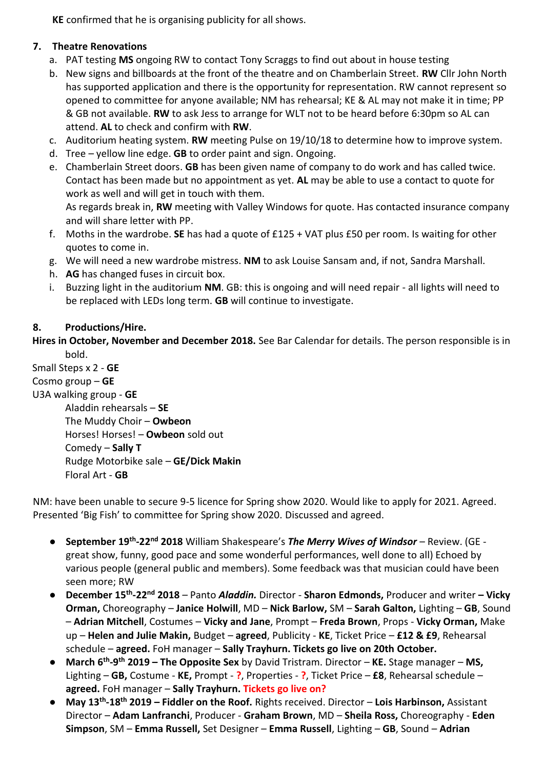**KE** confirmed that he is organising publicity for all shows.

## 7. Theatre Renovations

a. PAT testing **MS** ongoing RW to contact Tony Scraggs to find out about in house testing
b. New signs and billboards at the front of the theatre and on Chamberlain Street. **RW** Cllr John North has supported application and there is the opportunity for representation. RW cannot represent so opened to committee for anyone available; NM has rehearsal; KE & AL may not make it in time; PP & GB not available. **RW** to ask Jess to arrange for WLT not to be heard before 6:30pm so AL can attend. **AL** to check and confirm with **RW**.
c. Auditorium heating system. **RW** meeting Pulse on 19/10/18 to determine how to improve system.
d. Tree – yellow line edge. **GB** to order paint and sign. Ongoing.
e. Chamberlain Street doors. **GB** has been given name of company to do work and has called twice. Contact has been made but no appointment as yet. **AL** may be able to use a contact to quote for work as well and will get in touch with them.
   As regards break in, **RW** meeting with Valley Windows for quote. Has contacted insurance company and will share letter with PP.
f. Moths in the wardrobe. **SE** has had a quote of £125 + VAT plus £50 per room. Is waiting for other quotes to come in.
g. We will need a new wardrobe mistress. **NM** to ask Louise Sansam and, if not, Sandra Marshall.
h. **AG** has changed fuses in circuit box.
i. Buzzing light in the auditorium **NM**. GB: this is ongoing and will need repair - all lights will need to be replaced with LEDs long term. **GB** will continue to investigate.

## 8. Productions/Hire.

**Hires in October, November and December 2018.** See Bar Calendar for details. The person responsible is in bold.

Small Steps x 2 - **GE**
Cosmo group – **GE**
U3A walking group - **GE**
Aladdin rehearsals – **SE**
The Muddy Choir – **Owbeon**
Horses! Horses! – **Owbeon** sold out
Comedy – **Sally T**
Rudge Motorbike sale – **GE/Dick Makin**
Floral Art - **GB**

NM: have been unable to secure 9-5 licence for Spring show 2020. Would like to apply for 2021. Agreed. Presented 'Big Fish' to committee for Spring show 2020. Discussed and agreed.

- **September 19th-22nd 2018** William Shakespeare's ***The Merry Wives of Windsor*** – Review. (GE - great show, funny, good pace and some wonderful performances, well done to all) Echoed by various people (general public and members). Some feedback was that musician could have been seen more; RW
- **December 15th-22nd 2018** – Panto ***Aladdin.*** Director - **Sharon Edmonds,** Producer and writer **– Vicky Orman,** Choreography – **Janice Holwill**, MD – **Nick Barlow,** SM – **Sarah Galton,** Lighting – **GB**, Sound – **Adrian Mitchell**, Costumes – **Vicky and Jane**, Prompt – **Freda Brown**, Props - **Vicky Orman,** Make up – **Helen and Julie Makin,** Budget – **agreed**, Publicity - **KE**, Ticket Price – **£12 & £9**, Rehearsal schedule – **agreed.** FoH manager – **Sally Trayhurn. Tickets go live on 20th October.**
- **March 6th-9th 2019 – The Opposite Sex** by David Tristram. Director – **KE.** Stage manager – **MS,** Lighting – **GB,** Costume - **KE,** Prompt - **?**, Properties - **?**, Ticket Price – **£8**, Rehearsal schedule – **agreed.** FoH manager – **Sally Trayhurn. Tickets go live on?**
- **May 13th-18th 2019 – Fiddler on the Roof.** Rights received. Director – **Lois Harbinson,** Assistant Director – **Adam Lanfranchi**, Producer - **Graham Brown**, MD – **Sheila Ross,** Choreography - **Eden Simpson**, SM – **Emma Russell,** Set Designer – **Emma Russell**, Lighting – **GB**, Sound – **Adrian**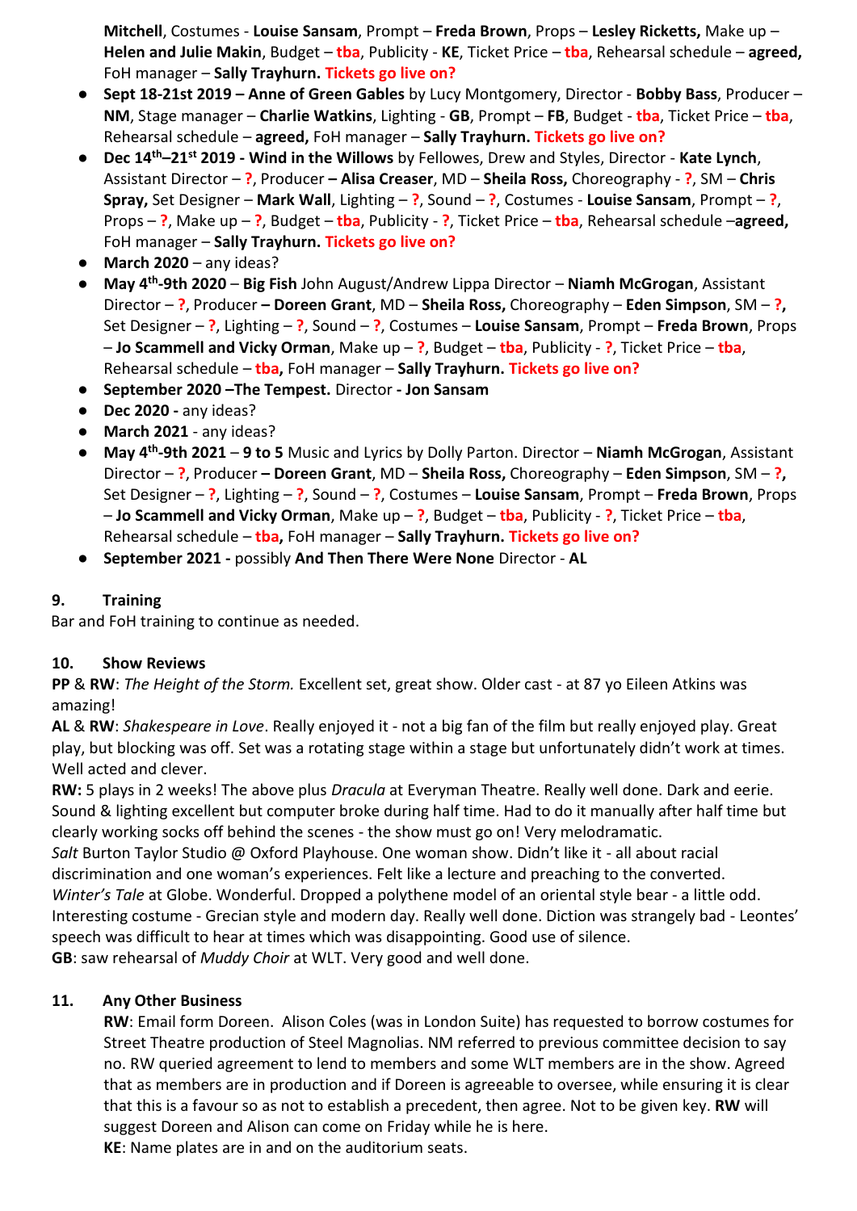**Mitchell**, Costumes - **Louise Sansam**, Prompt – **Freda Brown**, Props – **Lesley Ricketts,** Make up – **Helen and Julie Makin**, Budget – **tba**, Publicity - **KE**, Ticket Price – **tba**, Rehearsal schedule – **agreed,** FoH manager – **Sally Trayhurn. Tickets go live on?**

- **Sept 18-21st 2019 – Anne of Green Gables** by Lucy Montgomery, Director - **Bobby Bass**, Producer – **NM**, Stage manager – **Charlie Watkins**, Lighting - **GB**, Prompt – **FB**, Budget - **tba**, Ticket Price – **tba**, Rehearsal schedule – **agreed,** FoH manager – **Sally Trayhurn. Tickets go live on?**
- **Dec 14th–21st 2019 - Wind in the Willows** by Fellowes, Drew and Styles, Director - **Kate Lynch**, Assistant Director – **?**, Producer **– Alisa Creaser**, MD – **Sheila Ross,** Choreography - **?**, SM – **Chris Spray,** Set Designer – **Mark Wall**, Lighting – **?**, Sound – **?**, Costumes - **Louise Sansam**, Prompt – **?**, Props – **?**, Make up – **?**, Budget – **tba**, Publicity - **?**, Ticket Price – **tba**, Rehearsal schedule –**agreed,** FoH manager – **Sally Trayhurn. Tickets go live on?**
- **March 2020** – any ideas?
- **May 4th-9th 2020** – **Big Fish** John August/Andrew Lippa Director – **Niamh McGrogan**, Assistant Director – **?**, Producer **– Doreen Grant**, MD – **Sheila Ross,** Choreography – **Eden Simpson**, SM – **?,** Set Designer – **?**, Lighting – **?**, Sound – **?**, Costumes – **Louise Sansam**, Prompt – **Freda Brown**, Props – **Jo Scammell and Vicky Orman**, Make up – **?**, Budget – **tba**, Publicity - **?**, Ticket Price – **tba**, Rehearsal schedule – **tba,** FoH manager – **Sally Trayhurn. Tickets go live on?**
- **September 2020 –The Tempest.** Director **- Jon Sansam**
- **Dec 2020 -** any ideas?
- **March 2021** - any ideas?
- **May 4th-9th 2021** – **9 to 5** Music and Lyrics by Dolly Parton. Director – **Niamh McGrogan**, Assistant Director – **?**, Producer **– Doreen Grant**, MD – **Sheila Ross,** Choreography – **Eden Simpson**, SM – **?,** Set Designer – **?**, Lighting – **?**, Sound – **?**, Costumes – **Louise Sansam**, Prompt – **Freda Brown**, Props – **Jo Scammell and Vicky Orman**, Make up – **?**, Budget – **tba**, Publicity - **?**, Ticket Price – **tba**, Rehearsal schedule – **tba,** FoH manager – **Sally Trayhurn. Tickets go live on?**
- **September 2021 -** possibly **And Then There Were None** Director - **AL**

## 9. Training

Bar and FoH training to continue as needed.

## 10. Show Reviews

**PP** & **RW**: *The Height of the Storm.* Excellent set, great show. Older cast - at 87 yo Eileen Atkins was amazing!

**AL** & **RW**: *Shakespeare in Love*. Really enjoyed it - not a big fan of the film but really enjoyed play. Great play, but blocking was off. Set was a rotating stage within a stage but unfortunately didn't work at times. Well acted and clever.

**RW:** 5 plays in 2 weeks! The above plus *Dracula* at Everyman Theatre. Really well done. Dark and eerie. Sound & lighting excellent but computer broke during half time. Had to do it manually after half time but clearly working socks off behind the scenes - the show must go on! Very melodramatic.

*Salt* Burton Taylor Studio @ Oxford Playhouse. One woman show. Didn't like it - all about racial discrimination and one woman's experiences. Felt like a lecture and preaching to the converted.

*Winter's Tale* at Globe. Wonderful. Dropped a polythene model of an oriental style bear - a little odd. Interesting costume - Grecian style and modern day. Really well done. Diction was strangely bad - Leontes' speech was difficult to hear at times which was disappointing. Good use of silence.

**GB**: saw rehearsal of *Muddy Choir* at WLT. Very good and well done.

## 11. Any Other Business

**RW**: Email form Doreen. Alison Coles (was in London Suite) has requested to borrow costumes for Street Theatre production of Steel Magnolias. NM referred to previous committee decision to say no. RW queried agreement to lend to members and some WLT members are in the show. Agreed that as members are in production and if Doreen is agreeable to oversee, while ensuring it is clear that this is a favour so as not to establish a precedent, then agree. Not to be given key. **RW** will suggest Doreen and Alison can come on Friday while he is here.

**KE**: Name plates are in and on the auditorium seats.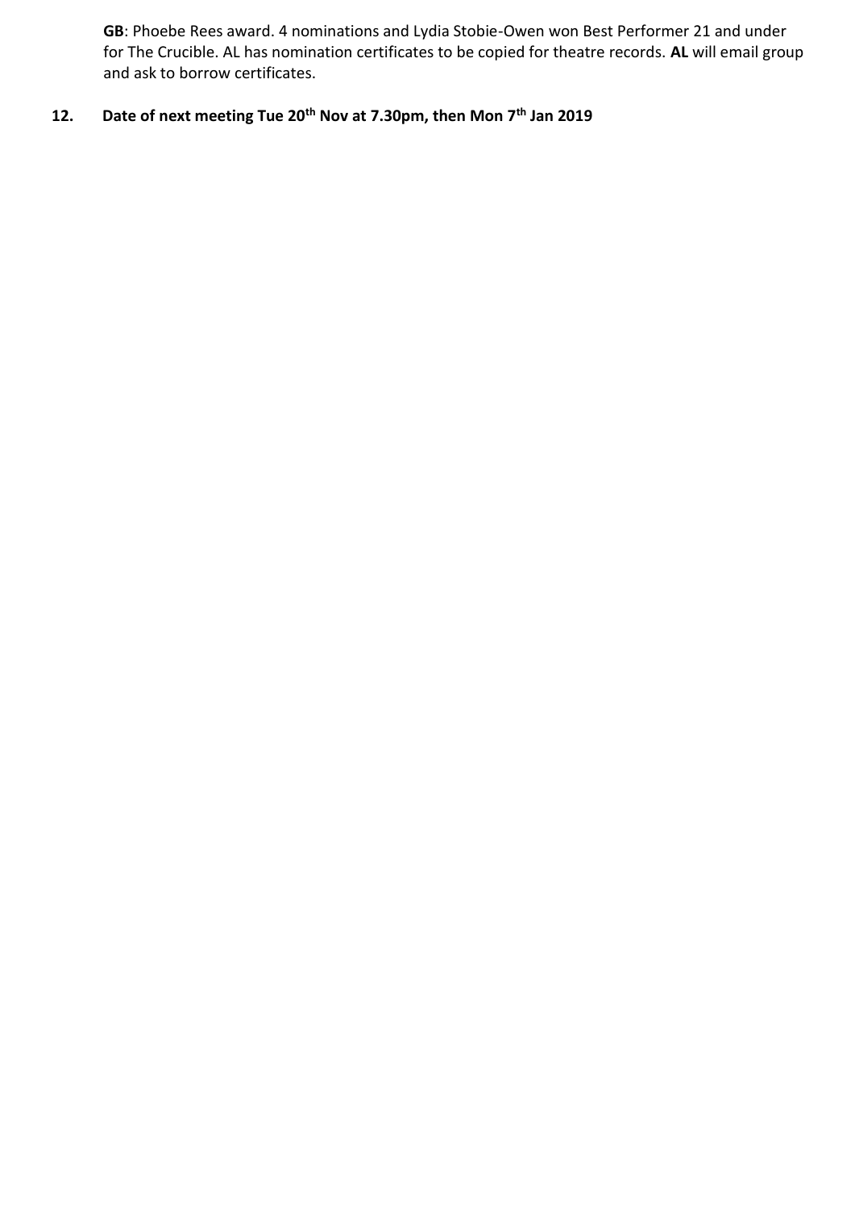**GB**: Phoebe Rees award. 4 nominations and Lydia Stobie-Owen won Best Performer 21 and under for The Crucible. AL has nomination certificates to be copied for theatre records. **AL** will email group and ask to borrow certificates.

**12. Date of next meeting Tue 20th Nov at 7.30pm, then Mon 7th Jan 2019**